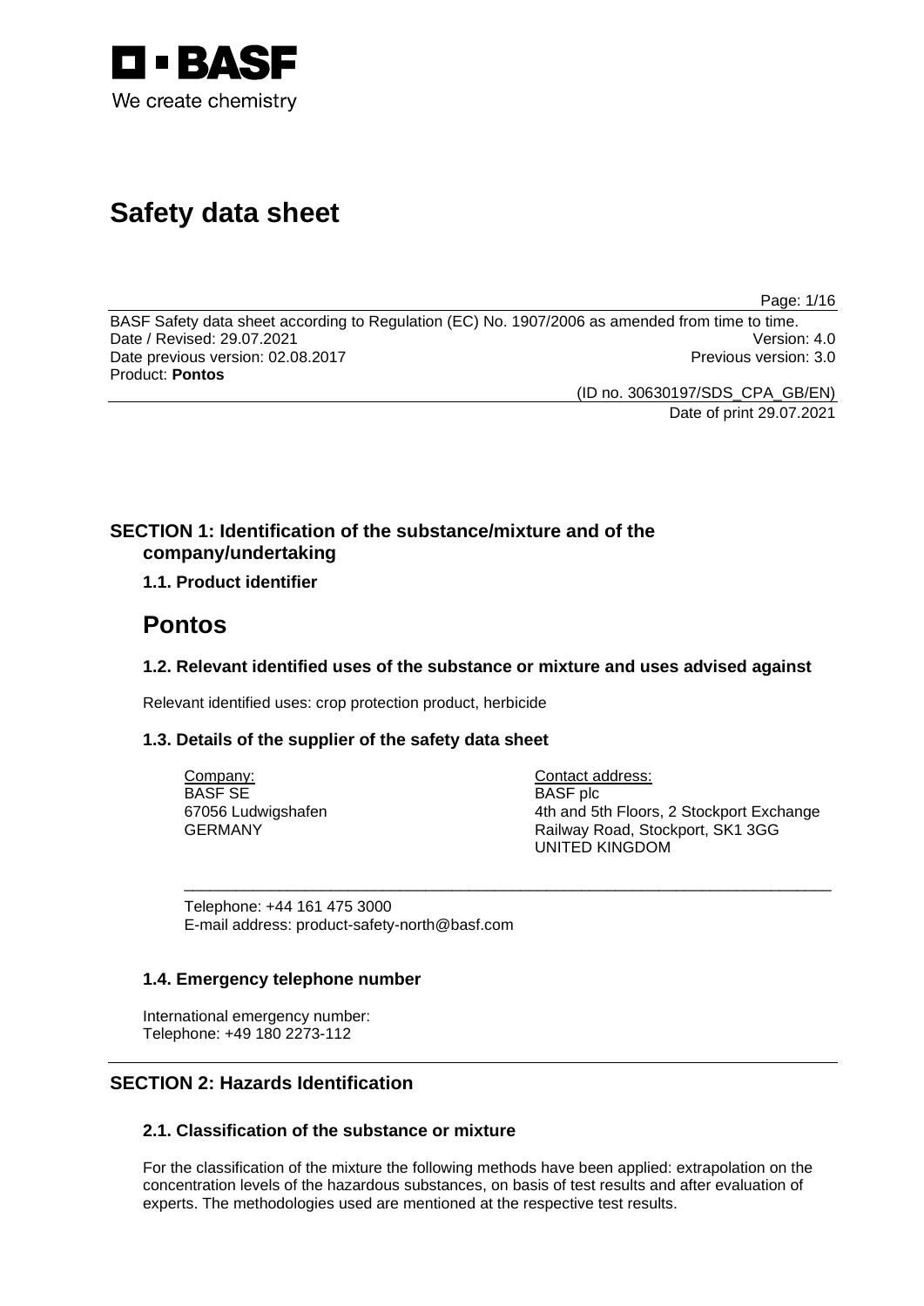BASF

We create chemistry

# Safety data sheet

BASF Safety data sheet according to Regulation (EC) No. 1907/2006 as amended from time to time.
Date / Revised: 29.07.2021 Version: 4.0
Date previous version: 02.08.2017 Previous version: 3.0
Product: **Pontos**

(ID no. 30630197/SDS_CPA_GB/EN)
Date of print 29.07.2021

## SECTION 1: Identification of the substance/mixture and of the company/undertaking

### 1.1. Product identifier

# Pontos

### 1.2. Relevant identified uses of the substance or mixture and uses advised against

Relevant identified uses: crop protection product, herbicide

### 1.3. Details of the supplier of the safety data sheet

Company:
BASF SE
67056 Ludwigshafen
GERMANY

Contact address:
BASF plc
4th and 5th Floors, 2 Stockport Exchange
Railway Road, Stockport, SK1 3GG
UNITED KINGDOM

Telephone: +44 161 475 3000
E-mail address: product-safety-north@basf.com

### 1.4. Emergency telephone number

International emergency number:
Telephone: +49 180 2273-112

## SECTION 2: Hazards Identification

### 2.1. Classification of the substance or mixture

For the classification of the mixture the following methods have been applied: extrapolation on the concentration levels of the hazardous substances, on basis of test results and after evaluation of experts. The methodologies used are mentioned at the respective test results.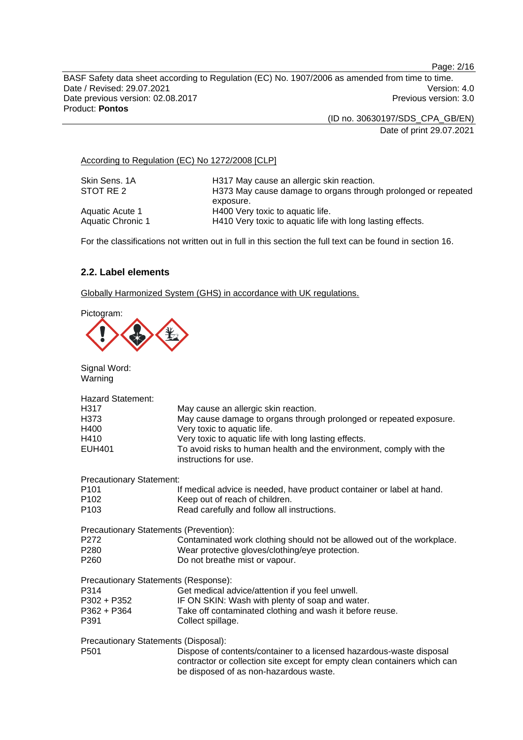According to Regulation (EC) No 1272/2008 [CLP]

| | |
|---|---|
| Skin Sens. 1A | H317 May cause an allergic skin reaction. |
| STOT RE 2 | H373 May cause damage to organs through prolonged or repeated exposure. |
| Aquatic Acute 1 | H400 Very toxic to aquatic life. |
| Aquatic Chronic 1 | H410 Very toxic to aquatic life with long lasting effects. |

For the classifications not written out in full in this section the full text can be found in section 16.

### 2.2. Label elements

Globally Harmonized System (GHS) in accordance with UK regulations.

Pictogram:

Signal Word:
Warning

Hazard Statement:

| | |
|---|---|
| H317 | May cause an allergic skin reaction. |
| H373 | May cause damage to organs through prolonged or repeated exposure. |
| H400 | Very toxic to aquatic life. |
| H410 | Very toxic to aquatic life with long lasting effects. |
| EUH401 | To avoid risks to human health and the environment, comply with the instructions for use. |

Precautionary Statement:

| | |
|---|---|
| P101 | If medical advice is needed, have product container or label at hand. |
| P102 | Keep out of reach of children. |
| P103 | Read carefully and follow all instructions. |

Precautionary Statements (Prevention):

| | |
|---|---|
| P272 | Contaminated work clothing should not be allowed out of the workplace. |
| P280 | Wear protective gloves/clothing/eye protection. |
| P260 | Do not breathe mist or vapour. |

Precautionary Statements (Response):

| | |
|---|---|
| P314 | Get medical advice/attention if you feel unwell. |
| P302 + P352 | IF ON SKIN: Wash with plenty of soap and water. |
| P362 + P364 | Take off contaminated clothing and wash it before reuse. |
| P391 | Collect spillage. |

Precautionary Statements (Disposal):

| | |
|---|---|
| P501 | Dispose of contents/container to a licensed hazardous-waste disposal contractor or collection site except for empty clean containers which can be disposed of as non-hazardous waste. |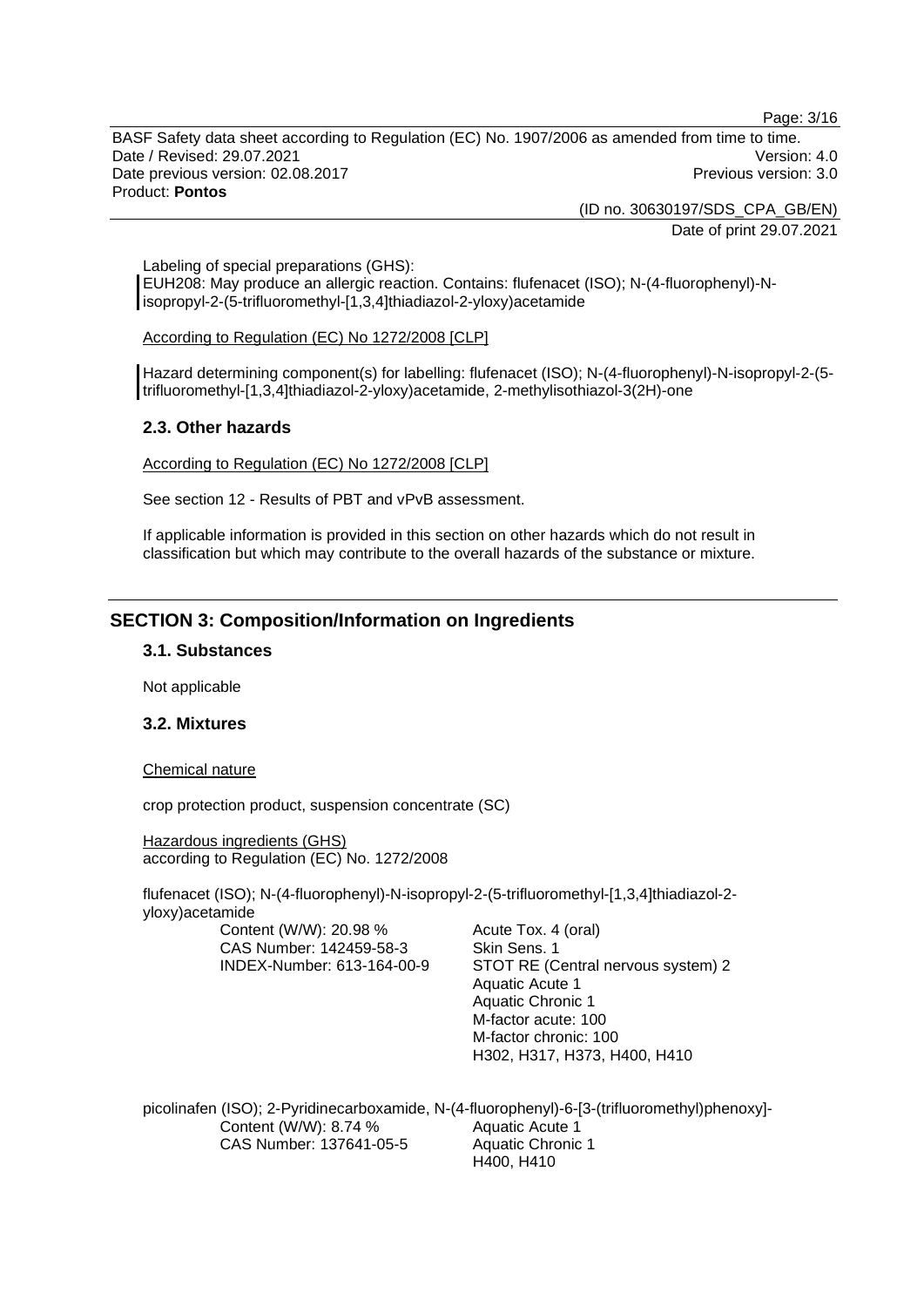Labeling of special preparations (GHS):

EUH208: May produce an allergic reaction. Contains: flufenacet (ISO); N-(4-fluorophenyl)-N-isopropyl-2-(5-trifluoromethyl-[1,3,4]thiadiazol-2-yloxy)acetamide

According to Regulation (EC) No 1272/2008 [CLP]

Hazard determining component(s) for labelling: flufenacet (ISO); N-(4-fluorophenyl)-N-isopropyl-2-(5-trifluoromethyl-[1,3,4]thiadiazol-2-yloxy)acetamide, 2-methylisothiazol-3(2H)-one

### 2.3. Other hazards

According to Regulation (EC) No 1272/2008 [CLP]

See section 12 - Results of PBT and vPvB assessment.

If applicable information is provided in this section on other hazards which do not result in classification but which may contribute to the overall hazards of the substance or mixture.

## SECTION 3: Composition/Information on Ingredients

### 3.1. Substances

Not applicable

### 3.2. Mixtures

Chemical nature

crop protection product, suspension concentrate (SC)

Hazardous ingredients (GHS)
according to Regulation (EC) No. 1272/2008

flufenacet (ISO); N-(4-fluorophenyl)-N-isopropyl-2-(5-trifluoromethyl-[1,3,4]thiadiazol-2-yloxy)acetamide

| | |
|---|---|
| Content (W/W): 20.98 % | Acute Tox. 4 (oral) |
| CAS Number: 142459-58-3 | Skin Sens. 1 |
| INDEX-Number: 613-164-00-9 | STOT RE (Central nervous system) 2 |
| | Aquatic Acute 1 |
| | Aquatic Chronic 1 |
| | M-factor acute: 100 |
| | M-factor chronic: 100 |
| | H302, H317, H373, H400, H410 |

picolinafen (ISO); 2-Pyridinecarboxamide, N-(4-fluorophenyl)-6-[3-(trifluoromethyl)phenoxy]-

| | |
|---|---|
| Content (W/W): 8.74 % | Aquatic Acute 1 |
| CAS Number: 137641-05-5 | Aquatic Chronic 1 |
| | H400, H410 |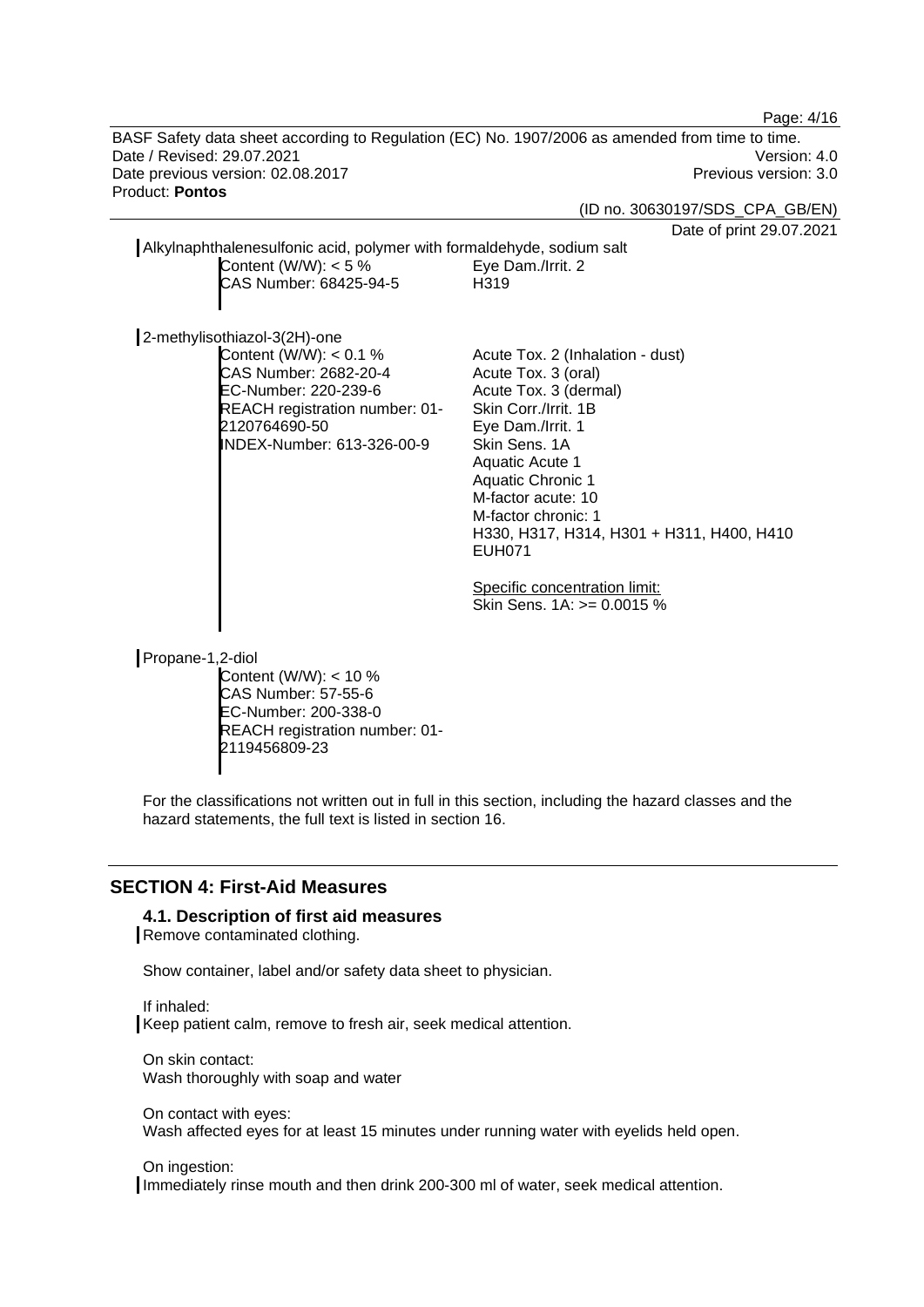Alkylnaphthalenesulfonic acid, polymer with formaldehyde, sodium salt

| | |
|---|---|
| Content (W/W): < 5 %<br>CAS Number: 68425-94-5 | Eye Dam./Irrit. 2<br>H319 |

2-methylisothiazol-3(2H)-one

| | |
|---|---|
| Content (W/W): < 0.1 %<br>CAS Number: 2682-20-4<br>EC-Number: 220-239-6<br>REACH registration number: 01-2120764690-50<br>INDEX-Number: 613-326-00-9 | Acute Tox. 2 (Inhalation - dust)<br>Acute Tox. 3 (oral)<br>Acute Tox. 3 (dermal)<br>Skin Corr./Irrit. 1B<br>Eye Dam./Irrit. 1<br>Skin Sens. 1A<br>Aquatic Acute 1<br>Aquatic Chronic 1<br>M-factor acute: 10<br>M-factor chronic: 1<br>H330, H317, H314, H301 + H311, H400, H410<br>EUH071<br><br>Specific concentration limit:<br>Skin Sens. 1A: >= 0.0015 % |

Propane-1,2-diol

Content (W/W): < 10 %
CAS Number: 57-55-6
EC-Number: 200-338-0
REACH registration number: 01-2119456809-23

For the classifications not written out in full in this section, including the hazard classes and the hazard statements, the full text is listed in section 16.

## SECTION 4: First-Aid Measures

### 4.1. Description of first aid measures

Remove contaminated clothing.

Show container, label and/or safety data sheet to physician.

If inhaled:
Keep patient calm, remove to fresh air, seek medical attention.

On skin contact:
Wash thoroughly with soap and water

On contact with eyes:
Wash affected eyes for at least 15 minutes under running water with eyelids held open.

On ingestion:
Immediately rinse mouth and then drink 200-300 ml of water, seek medical attention.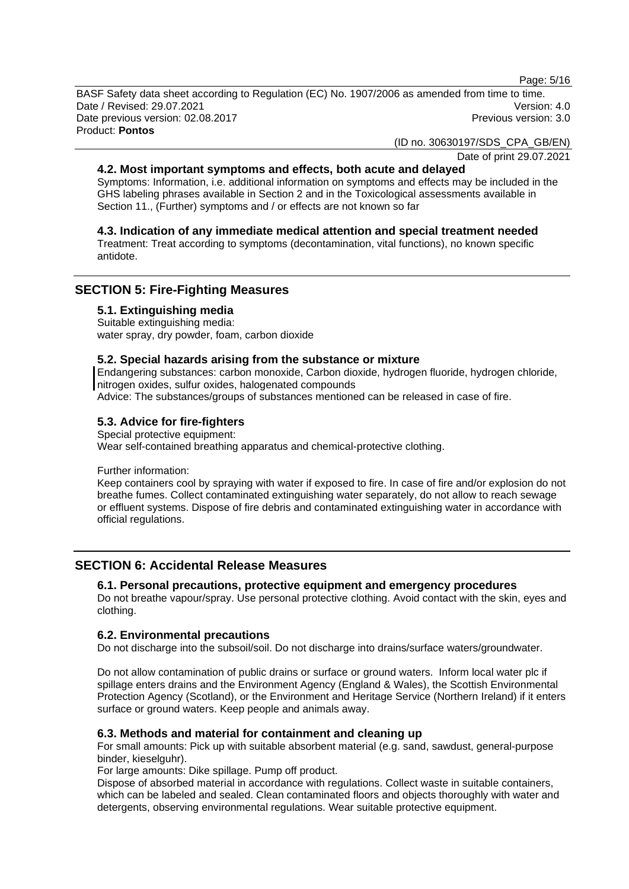### 4.2. Most important symptoms and effects, both acute and delayed

Symptoms: Information, i.e. additional information on symptoms and effects may be included in the GHS labeling phrases available in Section 2 and in the Toxicological assessments available in Section 11., (Further) symptoms and / or effects are not known so far

### 4.3. Indication of any immediate medical attention and special treatment needed

Treatment: Treat according to symptoms (decontamination, vital functions), no known specific antidote.

## SECTION 5: Fire-Fighting Measures

### 5.1. Extinguishing media

Suitable extinguishing media:
water spray, dry powder, foam, carbon dioxide

### 5.2. Special hazards arising from the substance or mixture

Endangering substances: carbon monoxide, Carbon dioxide, hydrogen fluoride, hydrogen chloride, nitrogen oxides, sulfur oxides, halogenated compounds
Advice: The substances/groups of substances mentioned can be released in case of fire.

### 5.3. Advice for fire-fighters

Special protective equipment:
Wear self-contained breathing apparatus and chemical-protective clothing.

Further information:
Keep containers cool by spraying with water if exposed to fire. In case of fire and/or explosion do not breathe fumes. Collect contaminated extinguishing water separately, do not allow to reach sewage or effluent systems. Dispose of fire debris and contaminated extinguishing water in accordance with official regulations.

## SECTION 6: Accidental Release Measures

### 6.1. Personal precautions, protective equipment and emergency procedures

Do not breathe vapour/spray. Use personal protective clothing. Avoid contact with the skin, eyes and clothing.

### 6.2. Environmental precautions

Do not discharge into the subsoil/soil. Do not discharge into drains/surface waters/groundwater.

Do not allow contamination of public drains or surface or ground waters. Inform local water plc if spillage enters drains and the Environment Agency (England & Wales), the Scottish Environmental Protection Agency (Scotland), or the Environment and Heritage Service (Northern Ireland) if it enters surface or ground waters. Keep people and animals away.

### 6.3. Methods and material for containment and cleaning up

For small amounts: Pick up with suitable absorbent material (e.g. sand, sawdust, general-purpose binder, kieselguhr).
For large amounts: Dike spillage. Pump off product.
Dispose of absorbed material in accordance with regulations. Collect waste in suitable containers, which can be labeled and sealed. Clean contaminated floors and objects thoroughly with water and detergents, observing environmental regulations. Wear suitable protective equipment.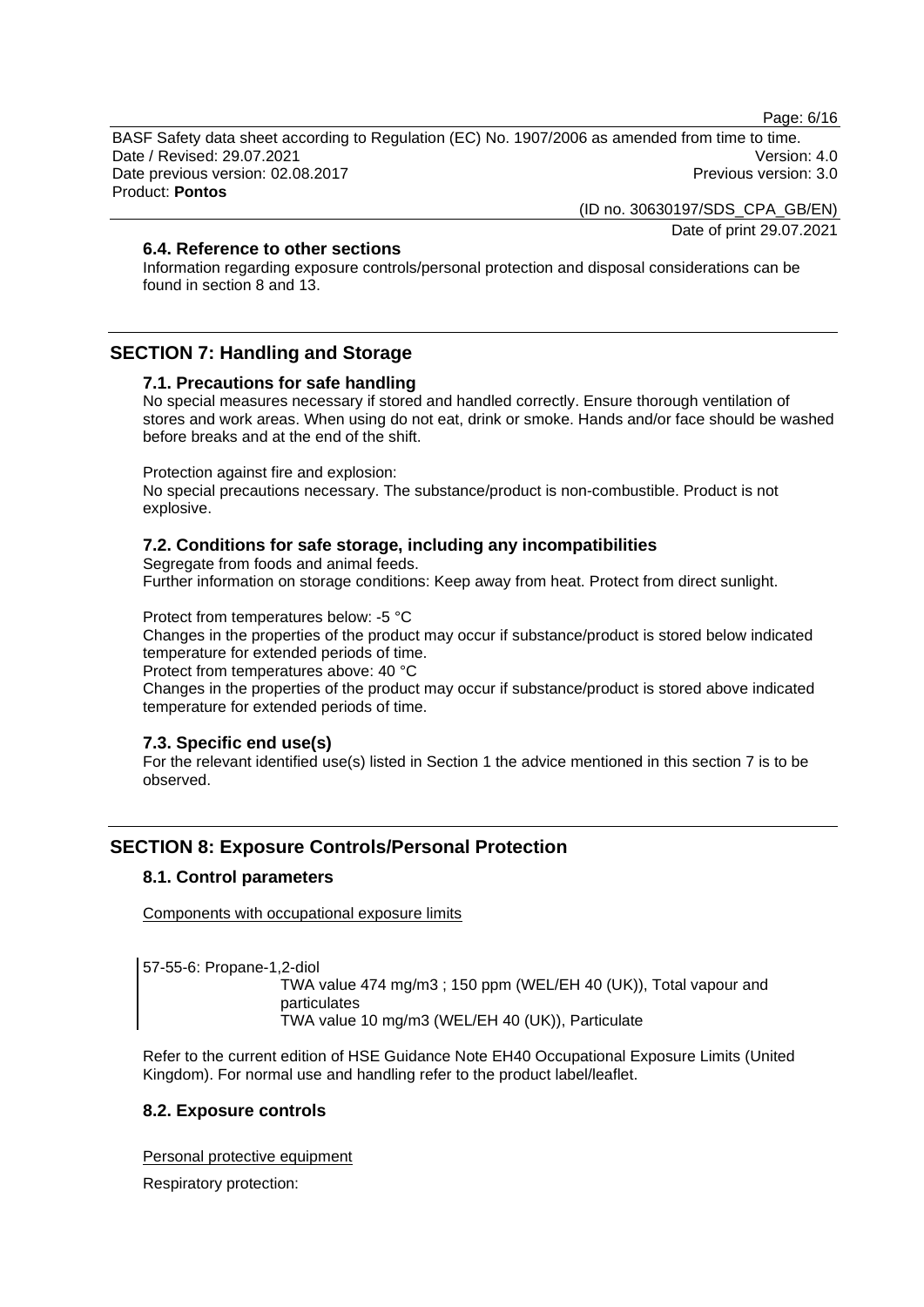### 6.4. Reference to other sections

Information regarding exposure controls/personal protection and disposal considerations can be found in section 8 and 13.

## SECTION 7: Handling and Storage

### 7.1. Precautions for safe handling

No special measures necessary if stored and handled correctly. Ensure thorough ventilation of stores and work areas. When using do not eat, drink or smoke. Hands and/or face should be washed before breaks and at the end of the shift.

Protection against fire and explosion:
No special precautions necessary. The substance/product is non-combustible. Product is not explosive.

### 7.2. Conditions for safe storage, including any incompatibilities

Segregate from foods and animal feeds.
Further information on storage conditions: Keep away from heat. Protect from direct sunlight.

Protect from temperatures below: -5 °C
Changes in the properties of the product may occur if substance/product is stored below indicated temperature for extended periods of time.
Protect from temperatures above: 40 °C
Changes in the properties of the product may occur if substance/product is stored above indicated temperature for extended periods of time.

### 7.3. Specific end use(s)

For the relevant identified use(s) listed in Section 1 the advice mentioned in this section 7 is to be observed.

## SECTION 8: Exposure Controls/Personal Protection

### 8.1. Control parameters

Components with occupational exposure limits

57-55-6: Propane-1,2-diol
TWA value 474 mg/m3 ; 150 ppm (WEL/EH 40 (UK)), Total vapour and particulates
TWA value 10 mg/m3 (WEL/EH 40 (UK)), Particulate

Refer to the current edition of HSE Guidance Note EH40 Occupational Exposure Limits (United Kingdom). For normal use and handling refer to the product label/leaflet.

### 8.2. Exposure controls

Personal protective equipment

Respiratory protection: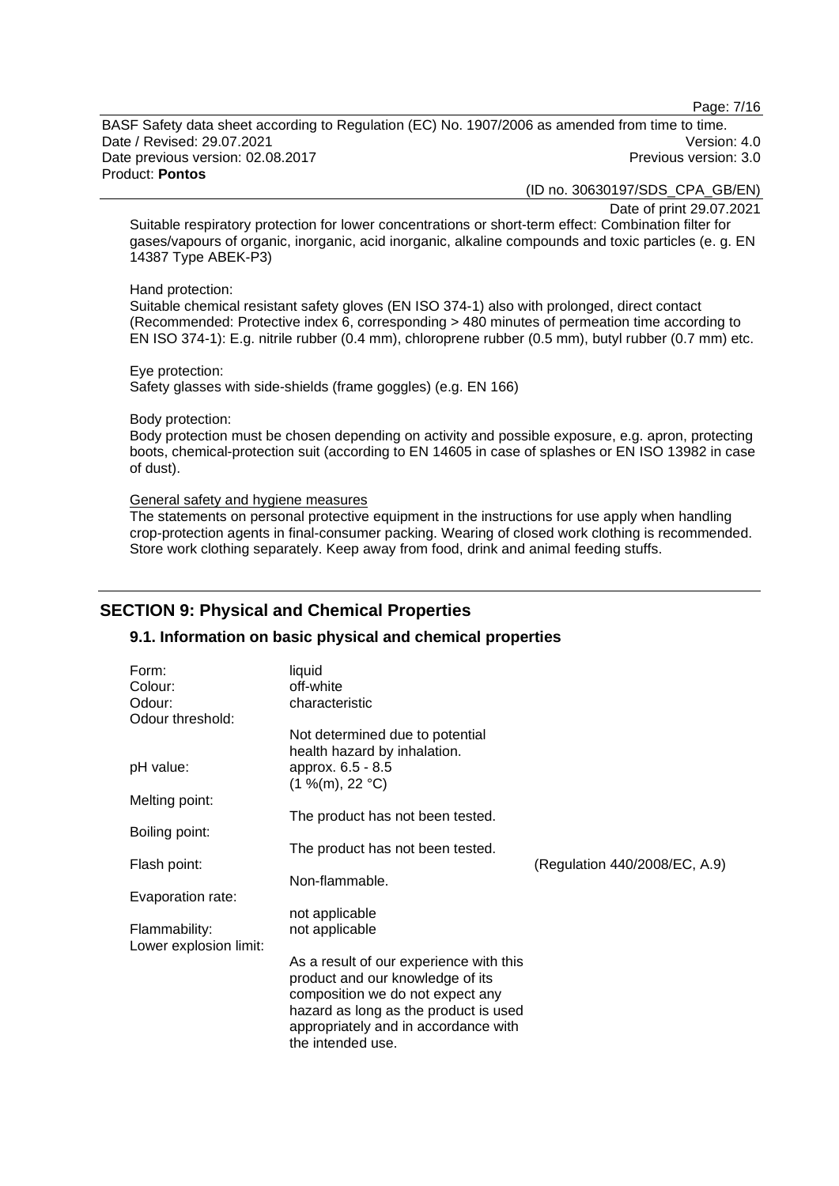Suitable respiratory protection for lower concentrations or short-term effect: Combination filter for gases/vapours of organic, inorganic, acid inorganic, alkaline compounds and toxic particles (e. g. EN 14387 Type ABEK-P3)

Hand protection:
Suitable chemical resistant safety gloves (EN ISO 374-1) also with prolonged, direct contact (Recommended: Protective index 6, corresponding > 480 minutes of permeation time according to EN ISO 374-1): E.g. nitrile rubber (0.4 mm), chloroprene rubber (0.5 mm), butyl rubber (0.7 mm) etc.

Eye protection:
Safety glasses with side-shields (frame goggles) (e.g. EN 166)

Body protection:
Body protection must be chosen depending on activity and possible exposure, e.g. apron, protecting boots, chemical-protection suit (according to EN 14605 in case of splashes or EN ISO 13982 in case of dust).

General safety and hygiene measures

The statements on personal protective equipment in the instructions for use apply when handling crop-protection agents in final-consumer packing. Wearing of closed work clothing is recommended. Store work clothing separately. Keep away from food, drink and animal feeding stuffs.

## SECTION 9: Physical and Chemical Properties

### 9.1. Information on basic physical and chemical properties

| | | |
|---|---|---|
| Form: | liquid | |
| Colour: | off-white | |
| Odour: | characteristic | |
| Odour threshold: | Not determined due to potential health hazard by inhalation. | |
| pH value: | approx. 6.5 - 8.5 (1 %(m), 22 °C) | |
| Melting point: | The product has not been tested. | |
| Boiling point: | The product has not been tested. | |
| Flash point: | Non-flammable. | (Regulation 440/2008/EC, A.9) |
| Evaporation rate: | not applicable | |
| Flammability: | not applicable | |
| Lower explosion limit: | As a result of our experience with this product and our knowledge of its composition we do not expect any hazard as long as the product is used appropriately and in accordance with the intended use. | |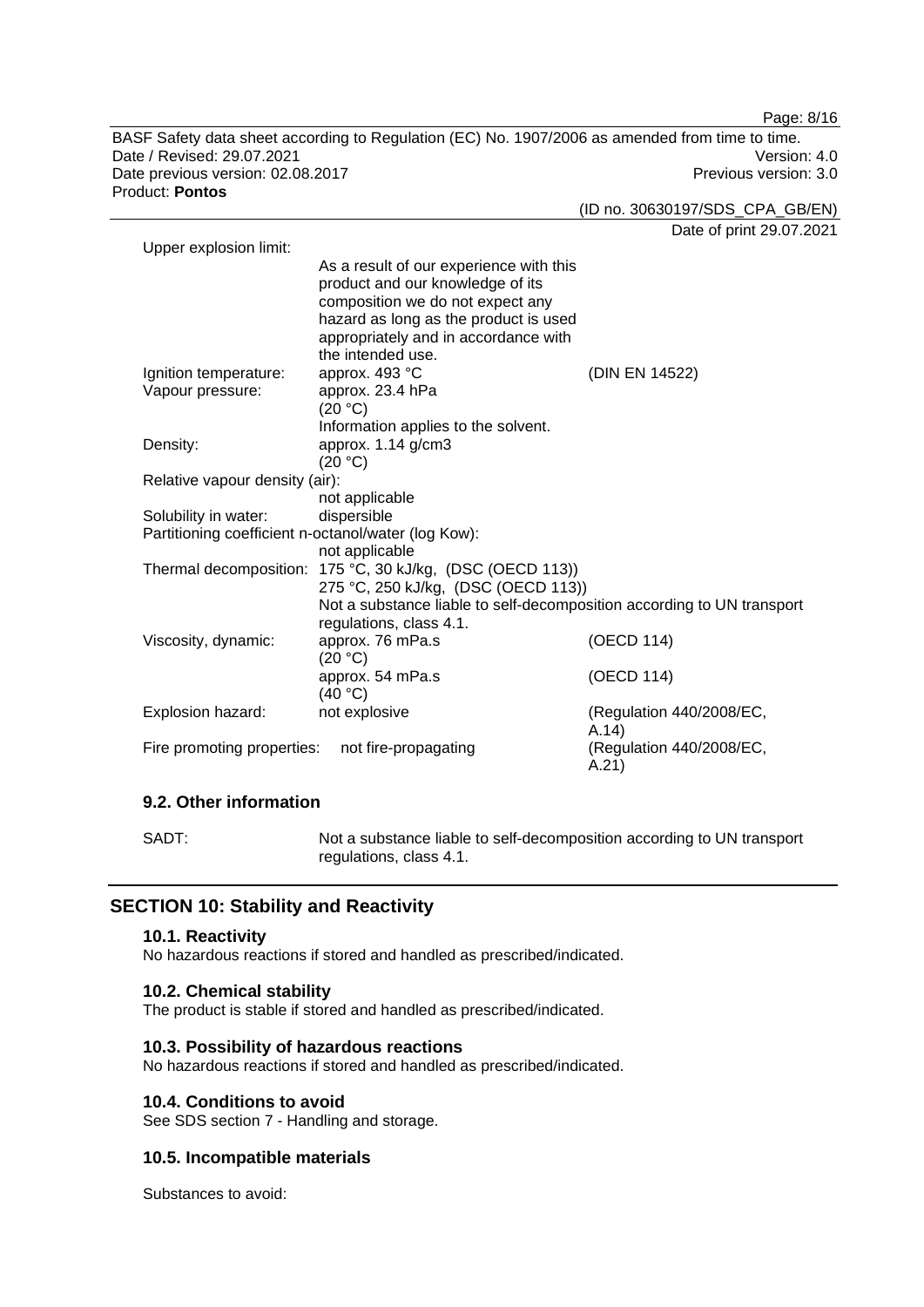Upper explosion limit:

As a result of our experience with this product and our knowledge of its composition we do not expect any hazard as long as the product is used appropriately and in accordance with the intended use.

| Property | Value | Method |
|---|---|---|
| Ignition temperature: | approx. 493 °C | (DIN EN 14522) |
| Vapour pressure: | approx. 23.4 hPa (20 °C) Information applies to the solvent. | |
| Density: | approx. 1.14 g/cm3 (20 °C) | |
| Relative vapour density (air): | not applicable | |
| Solubility in water: | dispersible | |
| Partitioning coefficient n-octanol/water (log Kow): | not applicable | |
| Thermal decomposition: | 175 °C, 30 kJ/kg, (DSC (OECD 113)) 275 °C, 250 kJ/kg, (DSC (OECD 113)) Not a substance liable to self-decomposition according to UN transport regulations, class 4.1. | |
| Viscosity, dynamic: | approx. 76 mPa.s (20 °C) | (OECD 114) |
| | approx. 54 mPa.s (40 °C) | (OECD 114) |
| Explosion hazard: | not explosive | (Regulation 440/2008/EC, A.14) |
| Fire promoting properties: | not fire-propagating | (Regulation 440/2008/EC, A.21) |

### 9.2. Other information

SADT: Not a substance liable to self-decomposition according to UN transport regulations, class 4.1.

## SECTION 10: Stability and Reactivity

### 10.1. Reactivity

No hazardous reactions if stored and handled as prescribed/indicated.

### 10.2. Chemical stability

The product is stable if stored and handled as prescribed/indicated.

### 10.3. Possibility of hazardous reactions

No hazardous reactions if stored and handled as prescribed/indicated.

### 10.4. Conditions to avoid

See SDS section 7 - Handling and storage.

### 10.5. Incompatible materials

Substances to avoid: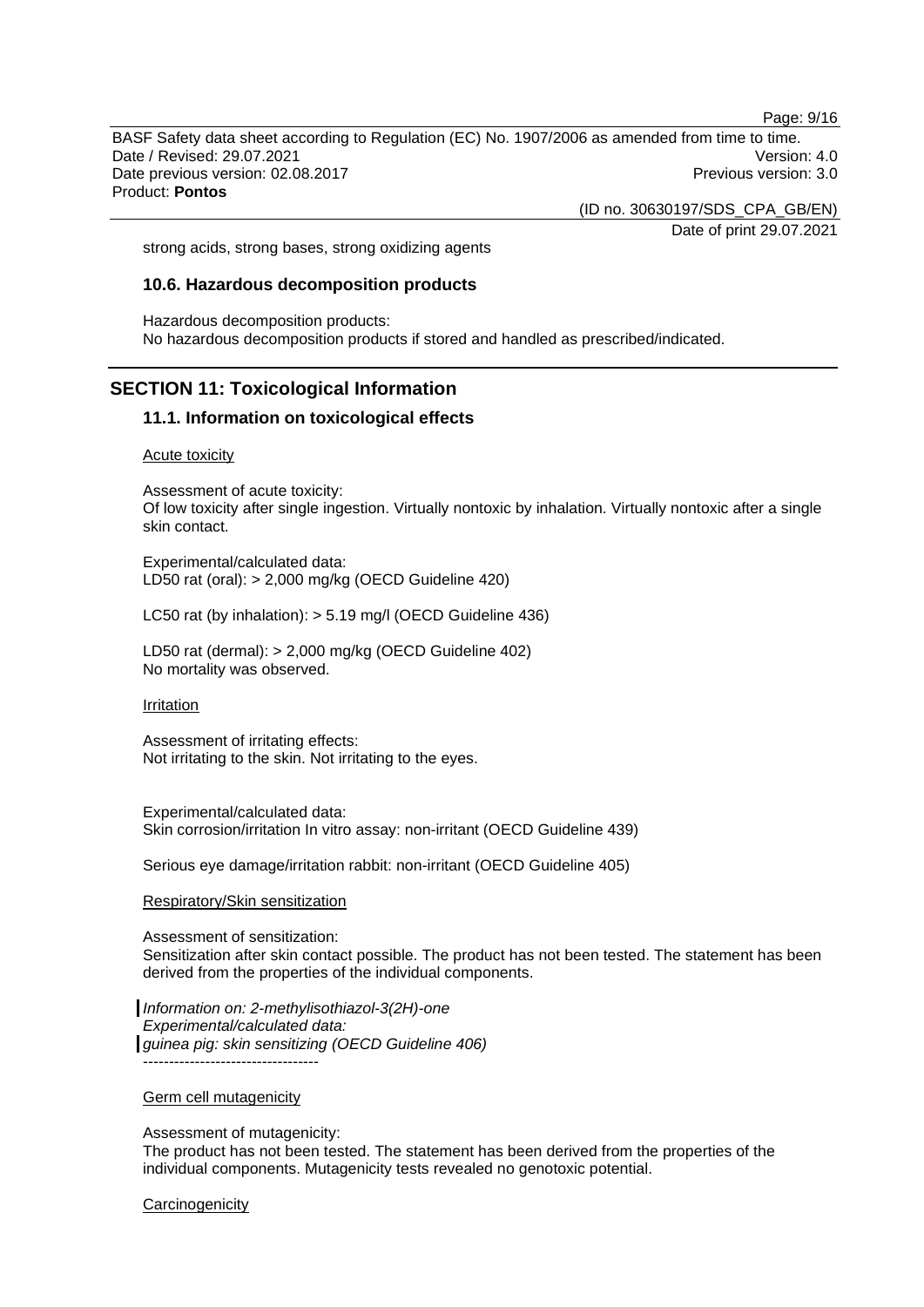strong acids, strong bases, strong oxidizing agents

### 10.6. Hazardous decomposition products

Hazardous decomposition products:
No hazardous decomposition products if stored and handled as prescribed/indicated.

## SECTION 11: Toxicological Information

### 11.1. Information on toxicological effects

Acute toxicity

Assessment of acute toxicity:
Of low toxicity after single ingestion. Virtually nontoxic by inhalation. Virtually nontoxic after a single skin contact.

Experimental/calculated data:
LD50 rat (oral): > 2,000 mg/kg (OECD Guideline 420)

LC50 rat (by inhalation): > 5.19 mg/l (OECD Guideline 436)

LD50 rat (dermal): > 2,000 mg/kg (OECD Guideline 402)
No mortality was observed.

Irritation

Assessment of irritating effects:
Not irritating to the skin. Not irritating to the eyes.

Experimental/calculated data:
Skin corrosion/irritation In vitro assay: non-irritant (OECD Guideline 439)

Serious eye damage/irritation rabbit: non-irritant (OECD Guideline 405)

Respiratory/Skin sensitization

Assessment of sensitization:
Sensitization after skin contact possible. The product has not been tested. The statement has been derived from the properties of the individual components.

*Information on: 2-methylisothiazol-3(2H)-one*
*Experimental/calculated data:*
*guinea pig: skin sensitizing (OECD Guideline 406)*
----------------------------------

Germ cell mutagenicity

Assessment of mutagenicity:
The product has not been tested. The statement has been derived from the properties of the individual components. Mutagenicity tests revealed no genotoxic potential.

Carcinogenicity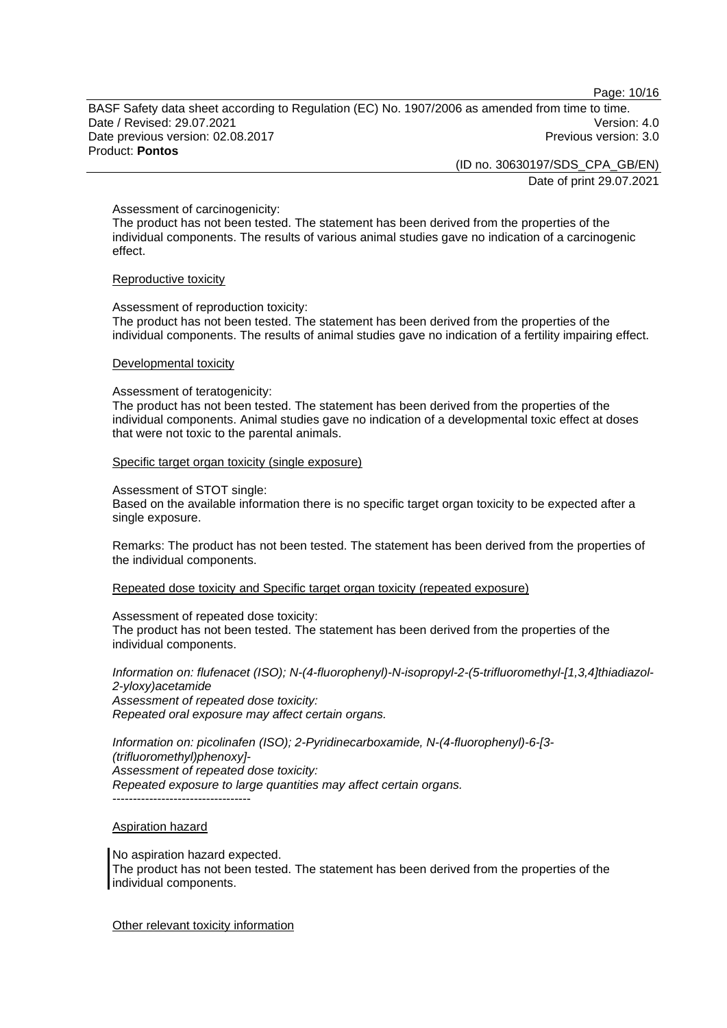Assessment of carcinogenicity:
The product has not been tested. The statement has been derived from the properties of the individual components. The results of various animal studies gave no indication of a carcinogenic effect.

Reproductive toxicity

Assessment of reproduction toxicity:
The product has not been tested. The statement has been derived from the properties of the individual components. The results of animal studies gave no indication of a fertility impairing effect.

Developmental toxicity

Assessment of teratogenicity:
The product has not been tested. The statement has been derived from the properties of the individual components. Animal studies gave no indication of a developmental toxic effect at doses that were not toxic to the parental animals.

Specific target organ toxicity (single exposure)

Assessment of STOT single:
Based on the available information there is no specific target organ toxicity to be expected after a single exposure.

Remarks: The product has not been tested. The statement has been derived from the properties of the individual components.

Repeated dose toxicity and Specific target organ toxicity (repeated exposure)

Assessment of repeated dose toxicity:
The product has not been tested. The statement has been derived from the properties of the individual components.

*Information on: flufenacet (ISO); N-(4-fluorophenyl)-N-isopropyl-2-(5-trifluoromethyl-[1,3,4]thiadiazol-2-yloxy)acetamide*
*Assessment of repeated dose toxicity:*
*Repeated oral exposure may affect certain organs.*

*Information on: picolinafen (ISO); 2-Pyridinecarboxamide, N-(4-fluorophenyl)-6-[3-(trifluoromethyl)phenoxy]-*
*Assessment of repeated dose toxicity:*
*Repeated exposure to large quantities may affect certain organs.*
----------------------------------

Aspiration hazard

No aspiration hazard expected.
The product has not been tested. The statement has been derived from the properties of the individual components.

Other relevant toxicity information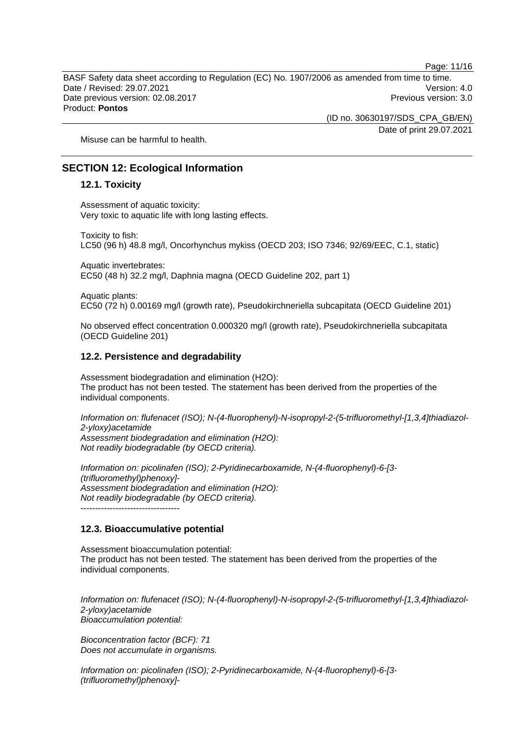Misuse can be harmful to health.

## SECTION 12: Ecological Information

### 12.1. Toxicity

Assessment of aquatic toxicity:
Very toxic to aquatic life with long lasting effects.

Toxicity to fish:
LC50 (96 h) 48.8 mg/l, Oncorhynchus mykiss (OECD 203; ISO 7346; 92/69/EEC, C.1, static)

Aquatic invertebrates:
EC50 (48 h) 32.2 mg/l, Daphnia magna (OECD Guideline 202, part 1)

Aquatic plants:
EC50 (72 h) 0.00169 mg/l (growth rate), Pseudokirchneriella subcapitata (OECD Guideline 201)

No observed effect concentration 0.000320 mg/l (growth rate), Pseudokirchneriella subcapitata (OECD Guideline 201)

### 12.2. Persistence and degradability

Assessment biodegradation and elimination (H2O):
The product has not been tested. The statement has been derived from the properties of the individual components.

*Information on: flufenacet (ISO); N-(4-fluorophenyl)-N-isopropyl-2-(5-trifluoromethyl-[1,3,4]thiadiazol-2-yloxy)acetamide*
*Assessment biodegradation and elimination (H2O):*
*Not readily biodegradable (by OECD criteria).*

*Information on: picolinafen (ISO); 2-Pyridinecarboxamide, N-(4-fluorophenyl)-6-[3-(trifluoromethyl)phenoxy]-*
*Assessment biodegradation and elimination (H2O):*
*Not readily biodegradable (by OECD criteria).*
----------------------------------

### 12.3. Bioaccumulative potential

Assessment bioaccumulation potential:
The product has not been tested. The statement has been derived from the properties of the individual components.

*Information on: flufenacet (ISO); N-(4-fluorophenyl)-N-isopropyl-2-(5-trifluoromethyl-[1,3,4]thiadiazol-2-yloxy)acetamide*
*Bioaccumulation potential:*

*Bioconcentration factor (BCF): 71*
*Does not accumulate in organisms.*

*Information on: picolinafen (ISO); 2-Pyridinecarboxamide, N-(4-fluorophenyl)-6-[3-(trifluoromethyl)phenoxy]-*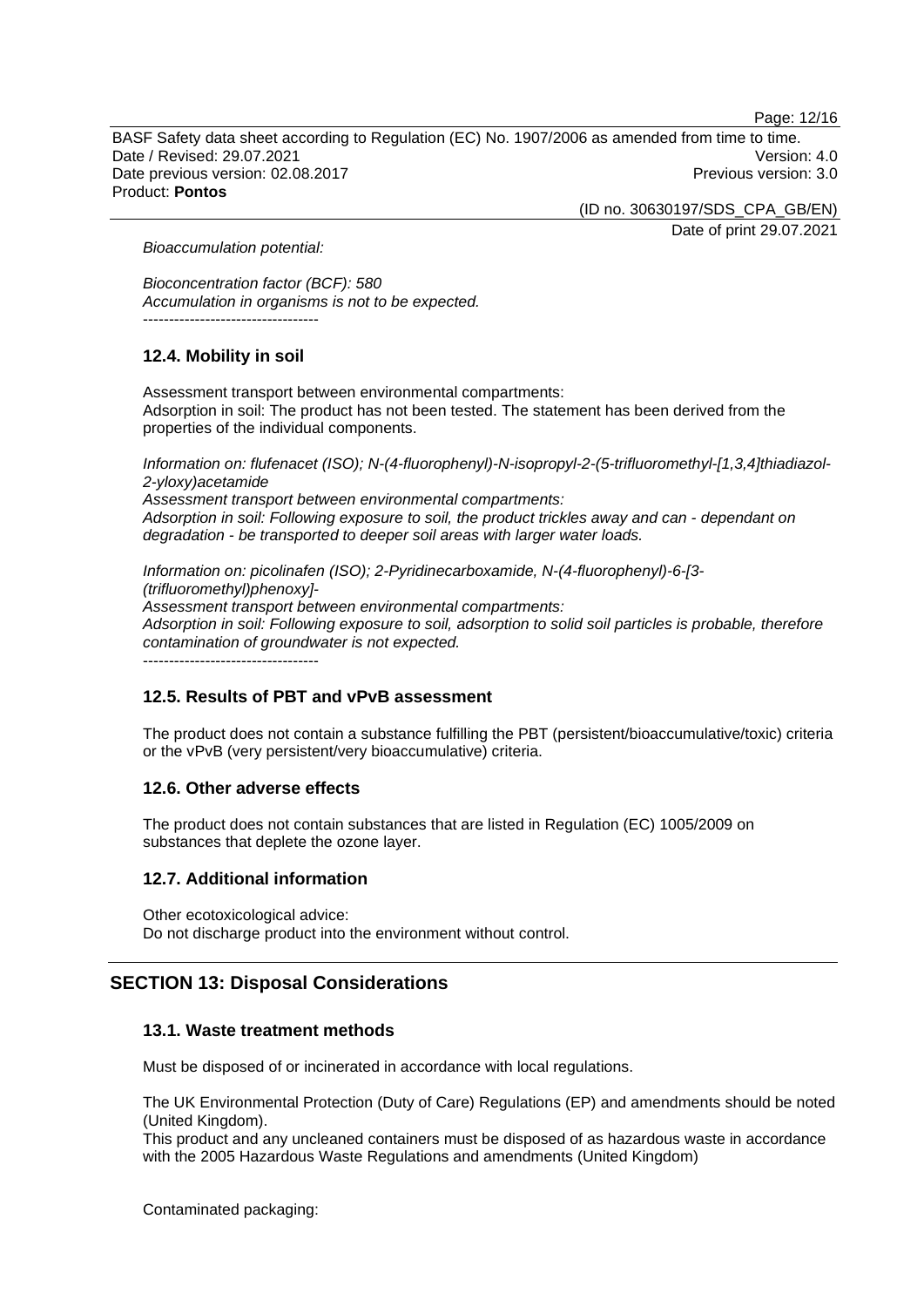*Bioaccumulation potential:*

*Bioconcentration factor (BCF): 580*
*Accumulation in organisms is not to be expected.*

----------------------------------

### 12.4. Mobility in soil

Assessment transport between environmental compartments:
Adsorption in soil: The product has not been tested. The statement has been derived from the properties of the individual components.

*Information on: flufenacet (ISO); N-(4-fluorophenyl)-N-isopropyl-2-(5-trifluoromethyl-[1,3,4]thiadiazol-2-yloxy)acetamide*
*Assessment transport between environmental compartments:*
*Adsorption in soil: Following exposure to soil, the product trickles away and can - dependant on degradation - be transported to deeper soil areas with larger water loads.*

*Information on: picolinafen (ISO); 2-Pyridinecarboxamide, N-(4-fluorophenyl)-6-[3-(trifluoromethyl)phenoxy]-*
*Assessment transport between environmental compartments:*
*Adsorption in soil: Following exposure to soil, adsorption to solid soil particles is probable, therefore contamination of groundwater is not expected.*

----------------------------------

### 12.5. Results of PBT and vPvB assessment

The product does not contain a substance fulfilling the PBT (persistent/bioaccumulative/toxic) criteria or the vPvB (very persistent/very bioaccumulative) criteria.

### 12.6. Other adverse effects

The product does not contain substances that are listed in Regulation (EC) 1005/2009 on substances that deplete the ozone layer.

### 12.7. Additional information

Other ecotoxicological advice:
Do not discharge product into the environment without control.

## SECTION 13: Disposal Considerations

### 13.1. Waste treatment methods

Must be disposed of or incinerated in accordance with local regulations.

The UK Environmental Protection (Duty of Care) Regulations (EP) and amendments should be noted (United Kingdom).
This product and any uncleaned containers must be disposed of as hazardous waste in accordance with the 2005 Hazardous Waste Regulations and amendments (United Kingdom)

Contaminated packaging: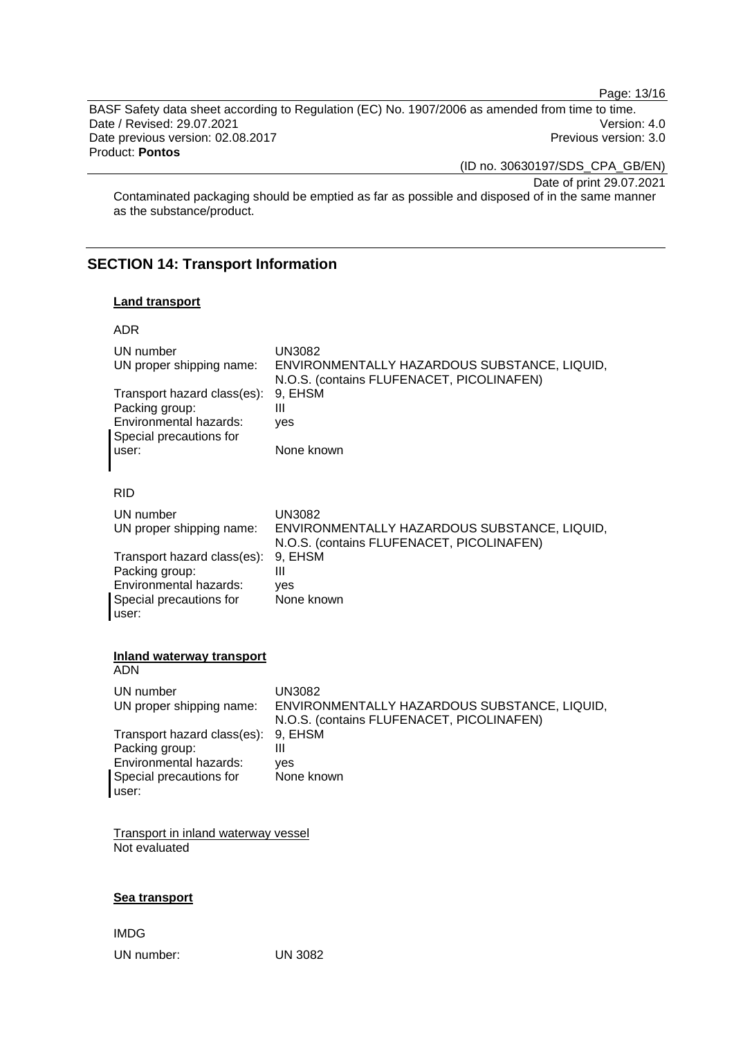Contaminated packaging should be emptied as far as possible and disposed of in the same manner as the substance/product.

## SECTION 14: Transport Information

**Land transport**

ADR

| | |
|---|---|
| UN number | UN3082 |
| UN proper shipping name: | ENVIRONMENTALLY HAZARDOUS SUBSTANCE, LIQUID, N.O.S. (contains FLUFENACET, PICOLINAFEN) |
| Transport hazard class(es): | 9, EHSM |
| Packing group: | III |
| Environmental hazards: | yes |
| Special precautions for user: | None known |

RID

| | |
|---|---|
| UN number | UN3082 |
| UN proper shipping name: | ENVIRONMENTALLY HAZARDOUS SUBSTANCE, LIQUID, N.O.S. (contains FLUFENACET, PICOLINAFEN) |
| Transport hazard class(es): | 9, EHSM |
| Packing group: | III |
| Environmental hazards: | yes |
| Special precautions for user: | None known |

**Inland waterway transport**

ADN

| | |
|---|---|
| UN number | UN3082 |
| UN proper shipping name: | ENVIRONMENTALLY HAZARDOUS SUBSTANCE, LIQUID, N.O.S. (contains FLUFENACET, PICOLINAFEN) |
| Transport hazard class(es): | 9, EHSM |
| Packing group: | III |
| Environmental hazards: | yes |
| Special precautions for user: | None known |

Transport in inland waterway vessel
Not evaluated

**Sea transport**

IMDG

| | |
|---|---|
| UN number: | UN 3082 |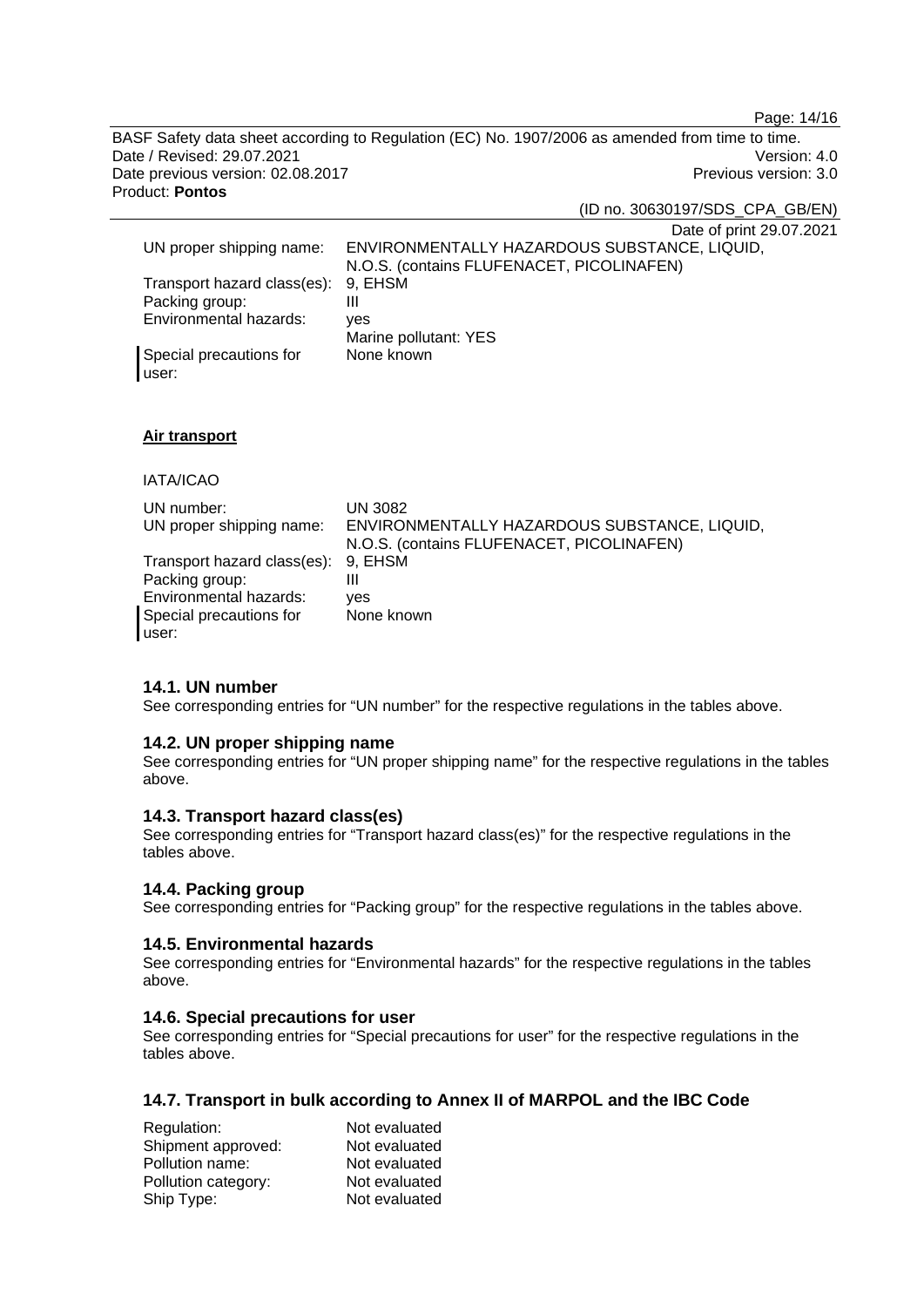| | |
|---|---|
| UN proper shipping name: | ENVIRONMENTALLY HAZARDOUS SUBSTANCE, LIQUID, N.O.S. (contains FLUFENACET, PICOLINAFEN) |
| Transport hazard class(es): | 9, EHSM |
| Packing group: | III |
| Environmental hazards: | yes<br>Marine pollutant: YES |
| Special precautions for user: | None known |

**Air transport**

IATA/ICAO

| | |
|---|---|
| UN number: | UN 3082 |
| UN proper shipping name: | ENVIRONMENTALLY HAZARDOUS SUBSTANCE, LIQUID, N.O.S. (contains FLUFENACET, PICOLINAFEN) |
| Transport hazard class(es): | 9, EHSM |
| Packing group: | III |
| Environmental hazards: | yes |
| Special precautions for user: | None known |

### 14.1. UN number

See corresponding entries for "UN number" for the respective regulations in the tables above.

### 14.2. UN proper shipping name

See corresponding entries for "UN proper shipping name" for the respective regulations in the tables above.

### 14.3. Transport hazard class(es)

See corresponding entries for "Transport hazard class(es)" for the respective regulations in the tables above.

### 14.4. Packing group

See corresponding entries for "Packing group" for the respective regulations in the tables above.

### 14.5. Environmental hazards

See corresponding entries for "Environmental hazards" for the respective regulations in the tables above.

### 14.6. Special precautions for user

See corresponding entries for "Special precautions for user" for the respective regulations in the tables above.

### 14.7. Transport in bulk according to Annex II of MARPOL and the IBC Code

| | |
|---|---|
| Regulation: | Not evaluated |
| Shipment approved: | Not evaluated |
| Pollution name: | Not evaluated |
| Pollution category: | Not evaluated |
| Ship Type: | Not evaluated |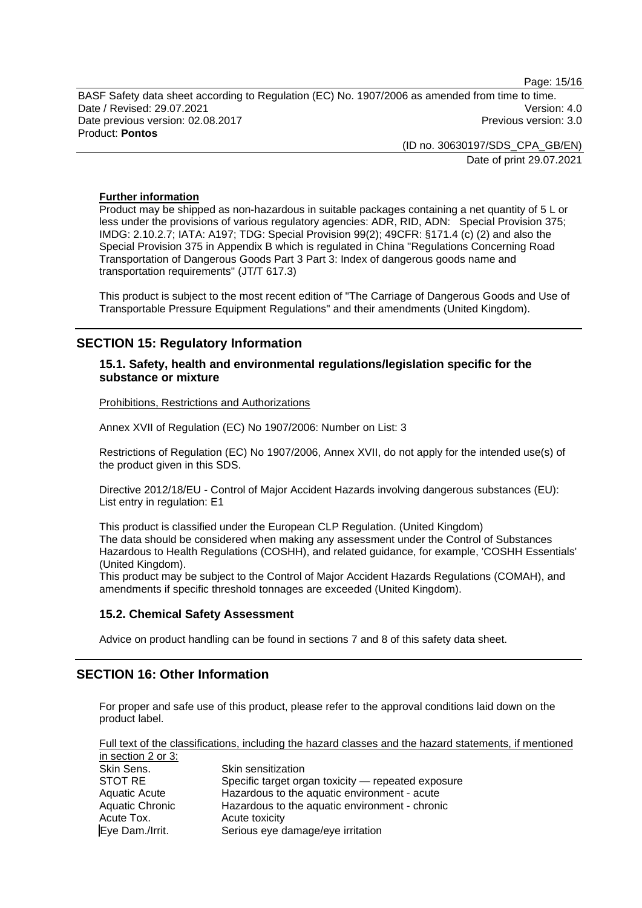**Further information**

Product may be shipped as non-hazardous in suitable packages containing a net quantity of 5 L or less under the provisions of various regulatory agencies: ADR, RID, ADN: Special Provision 375; IMDG: 2.10.2.7; IATA: A197; TDG: Special Provision 99(2); 49CFR: §171.4 (c) (2) and also the Special Provision 375 in Appendix B which is regulated in China "Regulations Concerning Road Transportation of Dangerous Goods Part 3 Part 3: Index of dangerous goods name and transportation requirements" (JT/T 617.3)

This product is subject to the most recent edition of "The Carriage of Dangerous Goods and Use of Transportable Pressure Equipment Regulations" and their amendments (United Kingdom).

## SECTION 15: Regulatory Information

### 15.1. Safety, health and environmental regulations/legislation specific for the substance or mixture

Prohibitions, Restrictions and Authorizations

Annex XVII of Regulation (EC) No 1907/2006: Number on List: 3

Restrictions of Regulation (EC) No 1907/2006, Annex XVII, do not apply for the intended use(s) of the product given in this SDS.

Directive 2012/18/EU - Control of Major Accident Hazards involving dangerous substances (EU): List entry in regulation: E1

This product is classified under the European CLP Regulation. (United Kingdom)
The data should be considered when making any assessment under the Control of Substances Hazardous to Health Regulations (COSHH), and related guidance, for example, 'COSHH Essentials' (United Kingdom).
This product may be subject to the Control of Major Accident Hazards Regulations (COMAH), and amendments if specific threshold tonnages are exceeded (United Kingdom).

### 15.2. Chemical Safety Assessment

Advice on product handling can be found in sections 7 and 8 of this safety data sheet.

## SECTION 16: Other Information

For proper and safe use of this product, please refer to the approval conditions laid down on the product label.

Full text of the classifications, including the hazard classes and the hazard statements, if mentioned in section 2 or 3:

| | |
|---|---|
| Skin Sens. | Skin sensitization |
| STOT RE | Specific target organ toxicity — repeated exposure |
| Aquatic Acute | Hazardous to the aquatic environment - acute |
| Aquatic Chronic | Hazardous to the aquatic environment - chronic |
| Acute Tox. | Acute toxicity |
| Eye Dam./Irrit. | Serious eye damage/eye irritation |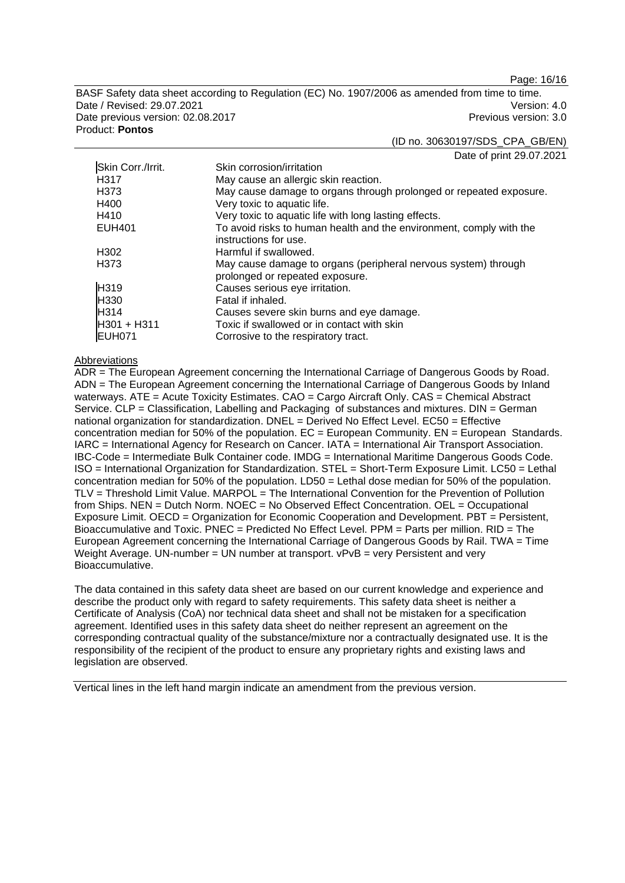| | |
|---|---|
| Skin Corr./Irrit. | Skin corrosion/irritation |
| H317 | May cause an allergic skin reaction. |
| H373 | May cause damage to organs through prolonged or repeated exposure. |
| H400 | Very toxic to aquatic life. |
| H410 | Very toxic to aquatic life with long lasting effects. |
| EUH401 | To avoid risks to human health and the environment, comply with the instructions for use. |
| H302 | Harmful if swallowed. |
| H373 | May cause damage to organs (peripheral nervous system) through prolonged or repeated exposure. |
| H319 | Causes serious eye irritation. |
| H330 | Fatal if inhaled. |
| H314 | Causes severe skin burns and eye damage. |
| H301 + H311 | Toxic if swallowed or in contact with skin |
| EUH071 | Corrosive to the respiratory tract. |

Abbreviations

ADR = The European Agreement concerning the International Carriage of Dangerous Goods by Road. ADN = The European Agreement concerning the International Carriage of Dangerous Goods by Inland waterways. ATE = Acute Toxicity Estimates. CAO = Cargo Aircraft Only. CAS = Chemical Abstract Service. CLP = Classification, Labelling and Packaging of substances and mixtures. DIN = German national organization for standardization. DNEL = Derived No Effect Level. EC50 = Effective concentration median for 50% of the population. EC = European Community. EN = European Standards. IARC = International Agency for Research on Cancer. IATA = International Air Transport Association. IBC-Code = Intermediate Bulk Container code. IMDG = International Maritime Dangerous Goods Code. ISO = International Organization for Standardization. STEL = Short-Term Exposure Limit. LC50 = Lethal concentration median for 50% of the population. LD50 = Lethal dose median for 50% of the population. TLV = Threshold Limit Value. MARPOL = The International Convention for the Prevention of Pollution from Ships. NEN = Dutch Norm. NOEC = No Observed Effect Concentration. OEL = Occupational Exposure Limit. OECD = Organization for Economic Cooperation and Development. PBT = Persistent, Bioaccumulative and Toxic. PNEC = Predicted No Effect Level. PPM = Parts per million. RID = The European Agreement concerning the International Carriage of Dangerous Goods by Rail. TWA = Time Weight Average. UN-number = UN number at transport. vPvB = very Persistent and very Bioaccumulative.

The data contained in this safety data sheet are based on our current knowledge and experience and describe the product only with regard to safety requirements. This safety data sheet is neither a Certificate of Analysis (CoA) nor technical data sheet and shall not be mistaken for a specification agreement. Identified uses in this safety data sheet do neither represent an agreement on the corresponding contractual quality of the substance/mixture nor a contractually designated use. It is the responsibility of the recipient of the product to ensure any proprietary rights and existing laws and legislation are observed.

Vertical lines in the left hand margin indicate an amendment from the previous version.